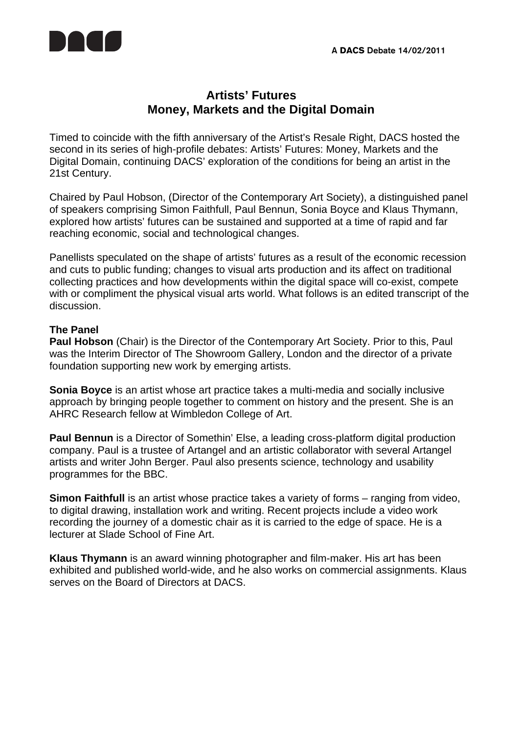A **DACS** Debate 14/02/2011

# Artists' Futures
## Money, Markets and the Digital Domain

Timed to coincide with the fifth anniversary of the Artist's Resale Right, DACS hosted the second in its series of high-profile debates: Artists' Futures: Money, Markets and the Digital Domain, continuing DACS' exploration of the conditions for being an artist in the 21st Century.

Chaired by Paul Hobson, (Director of the Contemporary Art Society), a distinguished panel of speakers comprising Simon Faithfull, Paul Bennun, Sonia Boyce and Klaus Thymann, explored how artists' futures can be sustained and supported at a time of rapid and far reaching economic, social and technological changes.

Panellists speculated on the shape of artists' futures as a result of the economic recession and cuts to public funding; changes to visual arts production and its affect on traditional collecting practices and how developments within the digital space will co-exist, compete with or compliment the physical visual arts world. What follows is an edited transcript of the discussion.

**The Panel**

**Paul Hobson** (Chair) is the Director of the Contemporary Art Society. Prior to this, Paul was the Interim Director of The Showroom Gallery, London and the director of a private foundation supporting new work by emerging artists.

**Sonia Boyce** is an artist whose art practice takes a multi-media and socially inclusive approach by bringing people together to comment on history and the present. She is an AHRC Research fellow at Wimbledon College of Art.

**Paul Bennun** is a Director of Somethin' Else, a leading cross-platform digital production company. Paul is a trustee of Artangel and an artistic collaborator with several Artangel artists and writer John Berger. Paul also presents science, technology and usability programmes for the BBC.

**Simon Faithfull** is an artist whose practice takes a variety of forms – ranging from video, to digital drawing, installation work and writing. Recent projects include a video work recording the journey of a domestic chair as it is carried to the edge of space. He is a lecturer at Slade School of Fine Art.

**Klaus Thymann** is an award winning photographer and film-maker. His art has been exhibited and published world-wide, and he also works on commercial assignments. Klaus serves on the Board of Directors at DACS.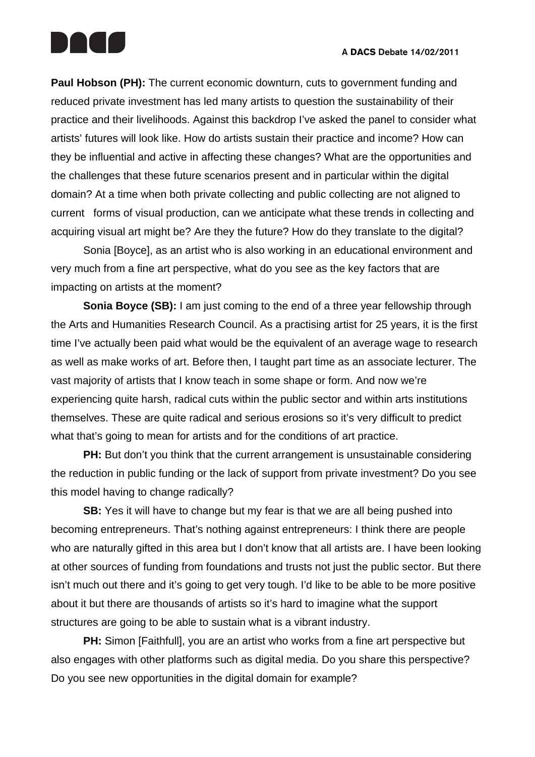**Paul Hobson (PH):** The current economic downturn, cuts to government funding and reduced private investment has led many artists to question the sustainability of their practice and their livelihoods. Against this backdrop I've asked the panel to consider what artists' futures will look like. How do artists sustain their practice and income? How can they be influential and active in affecting these changes? What are the opportunities and the challenges that these future scenarios present and in particular within the digital domain? At a time when both private collecting and public collecting are not aligned to current forms of visual production, can we anticipate what these trends in collecting and acquiring visual art might be? Are they the future? How do they translate to the digital?

Sonia [Boyce], as an artist who is also working in an educational environment and very much from a fine art perspective, what do you see as the key factors that are impacting on artists at the moment?

**Sonia Boyce (SB):** I am just coming to the end of a three year fellowship through the Arts and Humanities Research Council. As a practising artist for 25 years, it is the first time I've actually been paid what would be the equivalent of an average wage to research as well as make works of art. Before then, I taught part time as an associate lecturer. The vast majority of artists that I know teach in some shape or form. And now we're experiencing quite harsh, radical cuts within the public sector and within arts institutions themselves. These are quite radical and serious erosions so it's very difficult to predict what that's going to mean for artists and for the conditions of art practice.

**PH:** But don't you think that the current arrangement is unsustainable considering the reduction in public funding or the lack of support from private investment? Do you see this model having to change radically?

**SB:** Yes it will have to change but my fear is that we are all being pushed into becoming entrepreneurs. That's nothing against entrepreneurs: I think there are people who are naturally gifted in this area but I don't know that all artists are. I have been looking at other sources of funding from foundations and trusts not just the public sector. But there isn't much out there and it's going to get very tough. I'd like to be able to be more positive about it but there are thousands of artists so it's hard to imagine what the support structures are going to be able to sustain what is a vibrant industry.

**PH:** Simon [Faithfull], you are an artist who works from a fine art perspective but also engages with other platforms such as digital media. Do you share this perspective? Do you see new opportunities in the digital domain for example?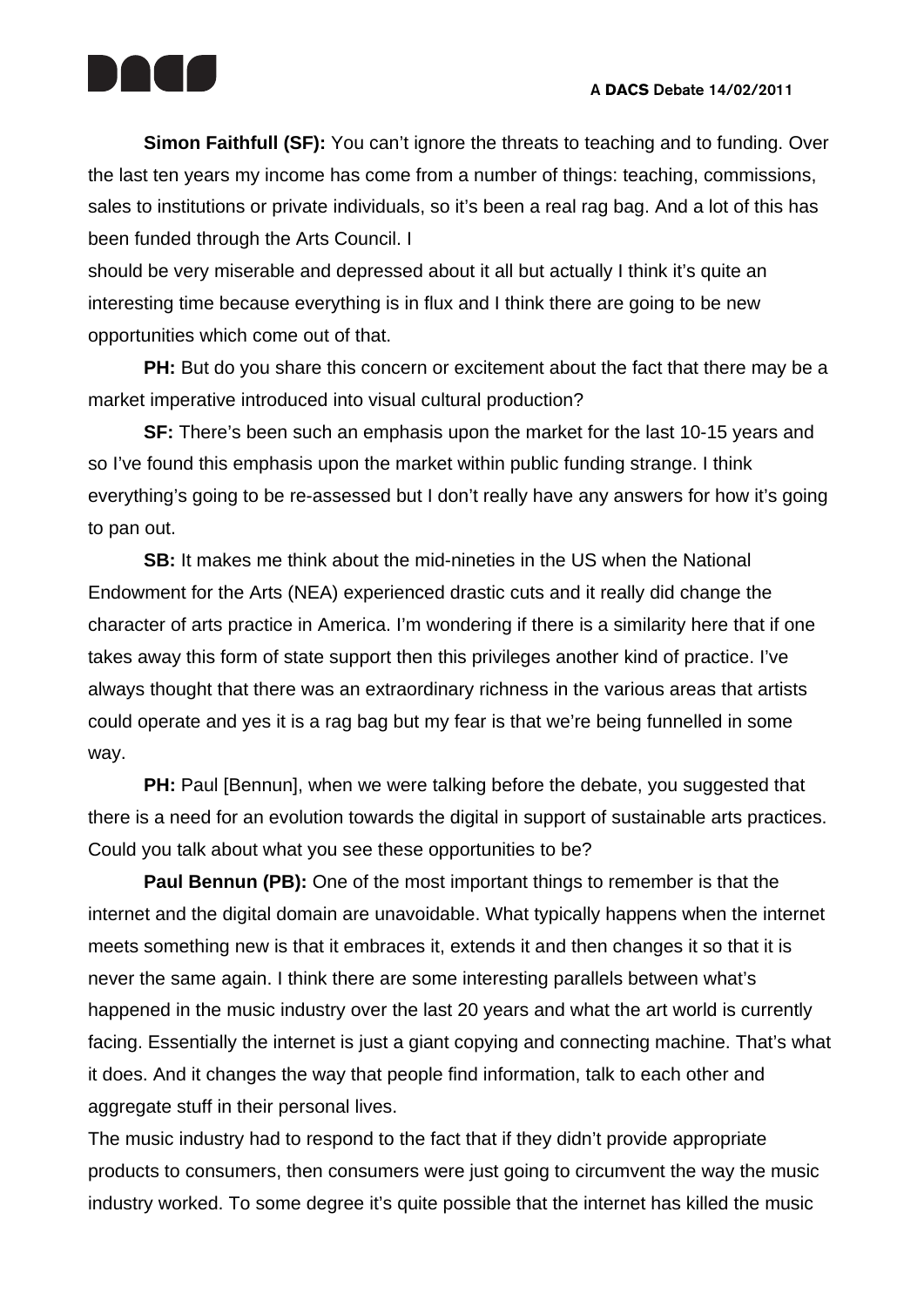**Simon Faithfull (SF):** You can't ignore the threats to teaching and to funding. Over the last ten years my income has come from a number of things: teaching, commissions, sales to institutions or private individuals, so it's been a real rag bag. And a lot of this has been funded through the Arts Council. I should be very miserable and depressed about it all but actually I think it's quite an interesting time because everything is in flux and I think there are going to be new opportunities which come out of that.

**PH:** But do you share this concern or excitement about the fact that there may be a market imperative introduced into visual cultural production?

**SF:** There's been such an emphasis upon the market for the last 10-15 years and so I've found this emphasis upon the market within public funding strange. I think everything's going to be re-assessed but I don't really have any answers for how it's going to pan out.

**SB:** It makes me think about the mid-nineties in the US when the National Endowment for the Arts (NEA) experienced drastic cuts and it really did change the character of arts practice in America. I'm wondering if there is a similarity here that if one takes away this form of state support then this privileges another kind of practice. I've always thought that there was an extraordinary richness in the various areas that artists could operate and yes it is a rag bag but my fear is that we're being funnelled in some way.

**PH:** Paul [Bennun], when we were talking before the debate, you suggested that there is a need for an evolution towards the digital in support of sustainable arts practices. Could you talk about what you see these opportunities to be?

**Paul Bennun (PB):** One of the most important things to remember is that the internet and the digital domain are unavoidable. What typically happens when the internet meets something new is that it embraces it, extends it and then changes it so that it is never the same again. I think there are some interesting parallels between what's happened in the music industry over the last 20 years and what the art world is currently facing. Essentially the internet is just a giant copying and connecting machine. That's what it does. And it changes the way that people find information, talk to each other and aggregate stuff in their personal lives.

The music industry had to respond to the fact that if they didn't provide appropriate products to consumers, then consumers were just going to circumvent the way the music industry worked. To some degree it's quite possible that the internet has killed the music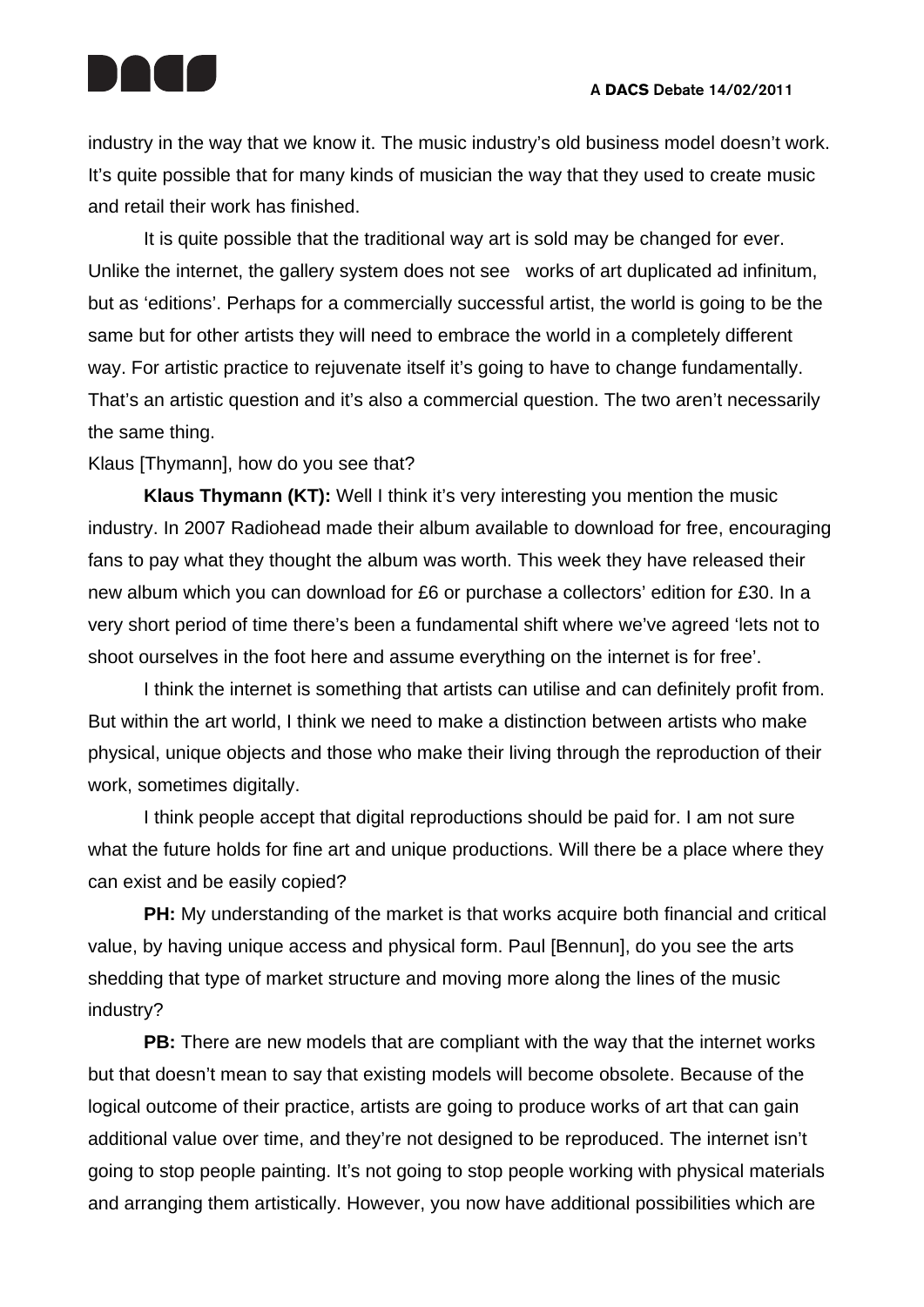industry in the way that we know it. The music industry's old business model doesn't work. It's quite possible that for many kinds of musician the way that they used to create music and retail their work has finished.

It is quite possible that the traditional way art is sold may be changed for ever. Unlike the internet, the gallery system does not see works of art duplicated ad infinitum, but as 'editions'. Perhaps for a commercially successful artist, the world is going to be the same but for other artists they will need to embrace the world in a completely different way. For artistic practice to rejuvenate itself it's going to have to change fundamentally. That's an artistic question and it's also a commercial question. The two aren't necessarily the same thing.

Klaus [Thymann], how do you see that?

**Klaus Thymann (KT):** Well I think it's very interesting you mention the music industry. In 2007 Radiohead made their album available to download for free, encouraging fans to pay what they thought the album was worth. This week they have released their new album which you can download for £6 or purchase a collectors' edition for £30. In a very short period of time there's been a fundamental shift where we've agreed 'lets not to shoot ourselves in the foot here and assume everything on the internet is for free'.

I think the internet is something that artists can utilise and can definitely profit from. But within the art world, I think we need to make a distinction between artists who make physical, unique objects and those who make their living through the reproduction of their work, sometimes digitally.

I think people accept that digital reproductions should be paid for. I am not sure what the future holds for fine art and unique productions. Will there be a place where they can exist and be easily copied?

**PH:** My understanding of the market is that works acquire both financial and critical value, by having unique access and physical form. Paul [Bennun], do you see the arts shedding that type of market structure and moving more along the lines of the music industry?

**PB:** There are new models that are compliant with the way that the internet works but that doesn't mean to say that existing models will become obsolete. Because of the logical outcome of their practice, artists are going to produce works of art that can gain additional value over time, and they're not designed to be reproduced. The internet isn't going to stop people painting. It's not going to stop people working with physical materials and arranging them artistically. However, you now have additional possibilities which are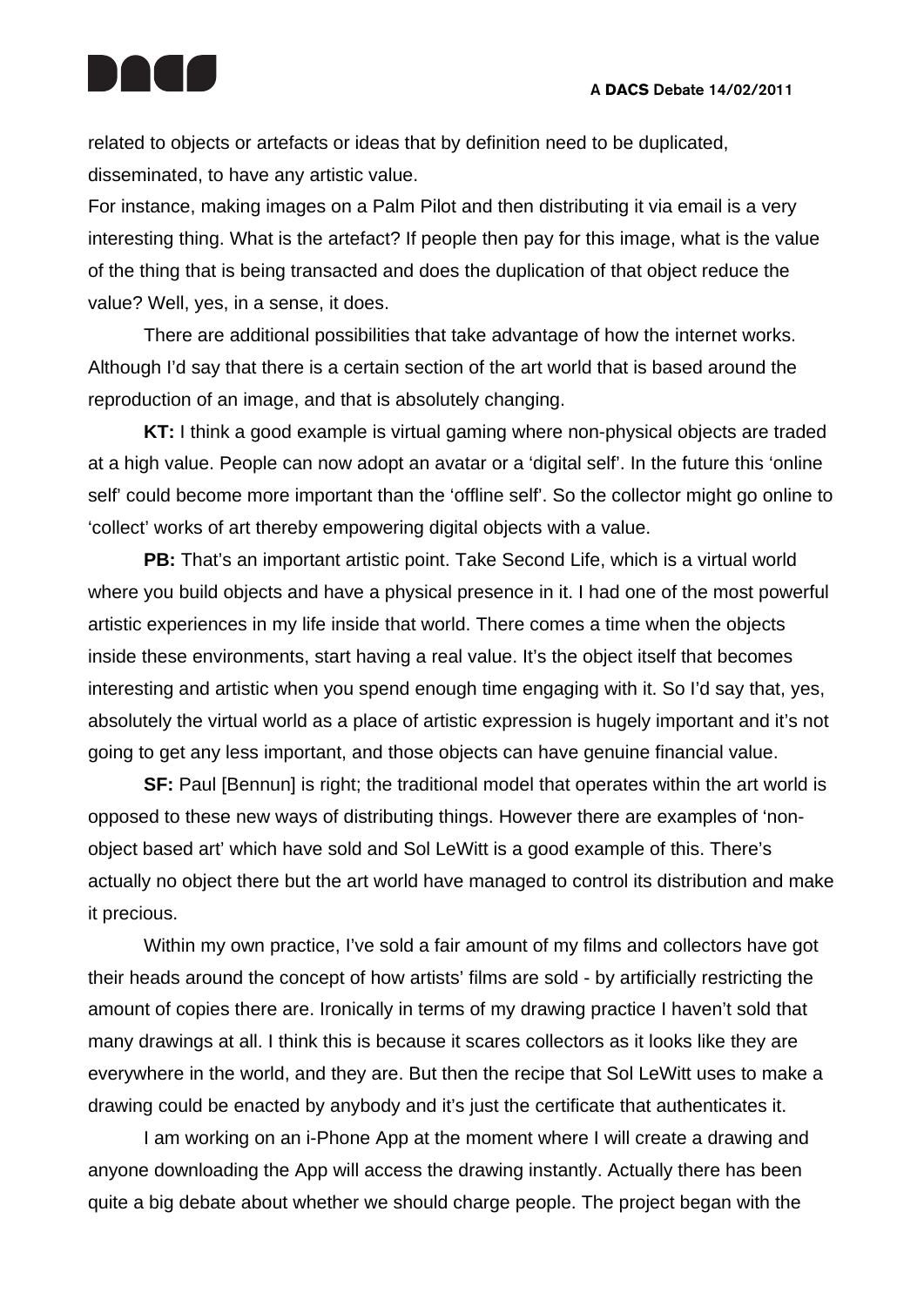related to objects or artefacts or ideas that by definition need to be duplicated, disseminated, to have any artistic value.

For instance, making images on a Palm Pilot and then distributing it via email is a very interesting thing. What is the artefact? If people then pay for this image, what is the value of the thing that is being transacted and does the duplication of that object reduce the value? Well, yes, in a sense, it does.

There are additional possibilities that take advantage of how the internet works. Although I'd say that there is a certain section of the art world that is based around the reproduction of an image, and that is absolutely changing.

**KT:** I think a good example is virtual gaming where non-physical objects are traded at a high value. People can now adopt an avatar or a 'digital self'. In the future this 'online self' could become more important than the 'offline self'. So the collector might go online to 'collect' works of art thereby empowering digital objects with a value.

**PB:** That's an important artistic point. Take Second Life, which is a virtual world where you build objects and have a physical presence in it. I had one of the most powerful artistic experiences in my life inside that world. There comes a time when the objects inside these environments, start having a real value. It's the object itself that becomes interesting and artistic when you spend enough time engaging with it. So I'd say that, yes, absolutely the virtual world as a place of artistic expression is hugely important and it's not going to get any less important, and those objects can have genuine financial value.

**SF:** Paul [Bennun] is right; the traditional model that operates within the art world is opposed to these new ways of distributing things. However there are examples of 'non-object based art' which have sold and Sol LeWitt is a good example of this. There's actually no object there but the art world have managed to control its distribution and make it precious.

Within my own practice, I've sold a fair amount of my films and collectors have got their heads around the concept of how artists' films are sold - by artificially restricting the amount of copies there are. Ironically in terms of my drawing practice I haven't sold that many drawings at all. I think this is because it scares collectors as it looks like they are everywhere in the world, and they are. But then the recipe that Sol LeWitt uses to make a drawing could be enacted by anybody and it's just the certificate that authenticates it.

I am working on an i-Phone App at the moment where I will create a drawing and anyone downloading the App will access the drawing instantly. Actually there has been quite a big debate about whether we should charge people. The project began with the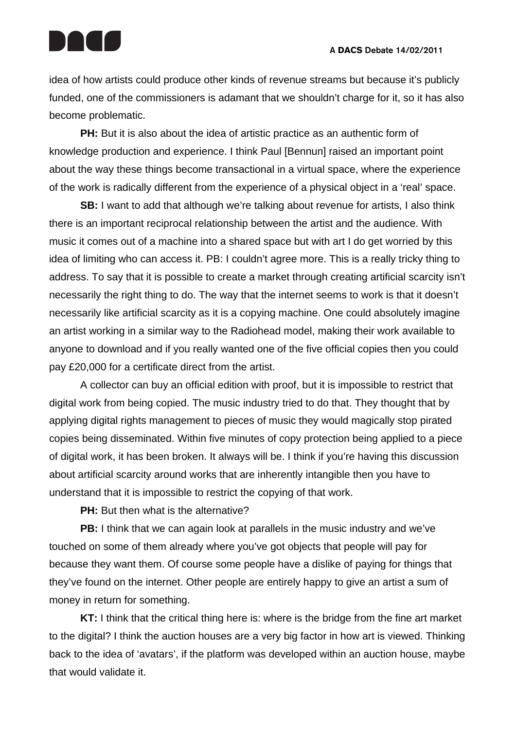idea of how artists could produce other kinds of revenue streams but because it's publicly funded, one of the commissioners is adamant that we shouldn't charge for it, so it has also become problematic.

**PH:** But it is also about the idea of artistic practice as an authentic form of knowledge production and experience. I think Paul [Bennun] raised an important point about the way these things become transactional in a virtual space, where the experience of the work is radically different from the experience of a physical object in a 'real' space.

**SB:** I want to add that although we're talking about revenue for artists, I also think there is an important reciprocal relationship between the artist and the audience. With music it comes out of a machine into a shared space but with art I do get worried by this idea of limiting who can access it. PB: I couldn't agree more. This is a really tricky thing to address. To say that it is possible to create a market through creating artificial scarcity isn't necessarily the right thing to do. The way that the internet seems to work is that it doesn't necessarily like artificial scarcity as it is a copying machine. One could absolutely imagine an artist working in a similar way to the Radiohead model, making their work available to anyone to download and if you really wanted one of the five official copies then you could pay £20,000 for a certificate direct from the artist.

A collector can buy an official edition with proof, but it is impossible to restrict that digital work from being copied. The music industry tried to do that. They thought that by applying digital rights management to pieces of music they would magically stop pirated copies being disseminated. Within five minutes of copy protection being applied to a piece of digital work, it has been broken. It always will be. I think if you're having this discussion about artificial scarcity around works that are inherently intangible then you have to understand that it is impossible to restrict the copying of that work.

**PH:** But then what is the alternative?

**PB:** I think that we can again look at parallels in the music industry and we've touched on some of them already where you've got objects that people will pay for because they want them. Of course some people have a dislike of paying for things that they've found on the internet. Other people are entirely happy to give an artist a sum of money in return for something.

**KT:** I think that the critical thing here is: where is the bridge from the fine art market to the digital? I think the auction houses are a very big factor in how art is viewed. Thinking back to the idea of 'avatars', if the platform was developed within an auction house, maybe that would validate it.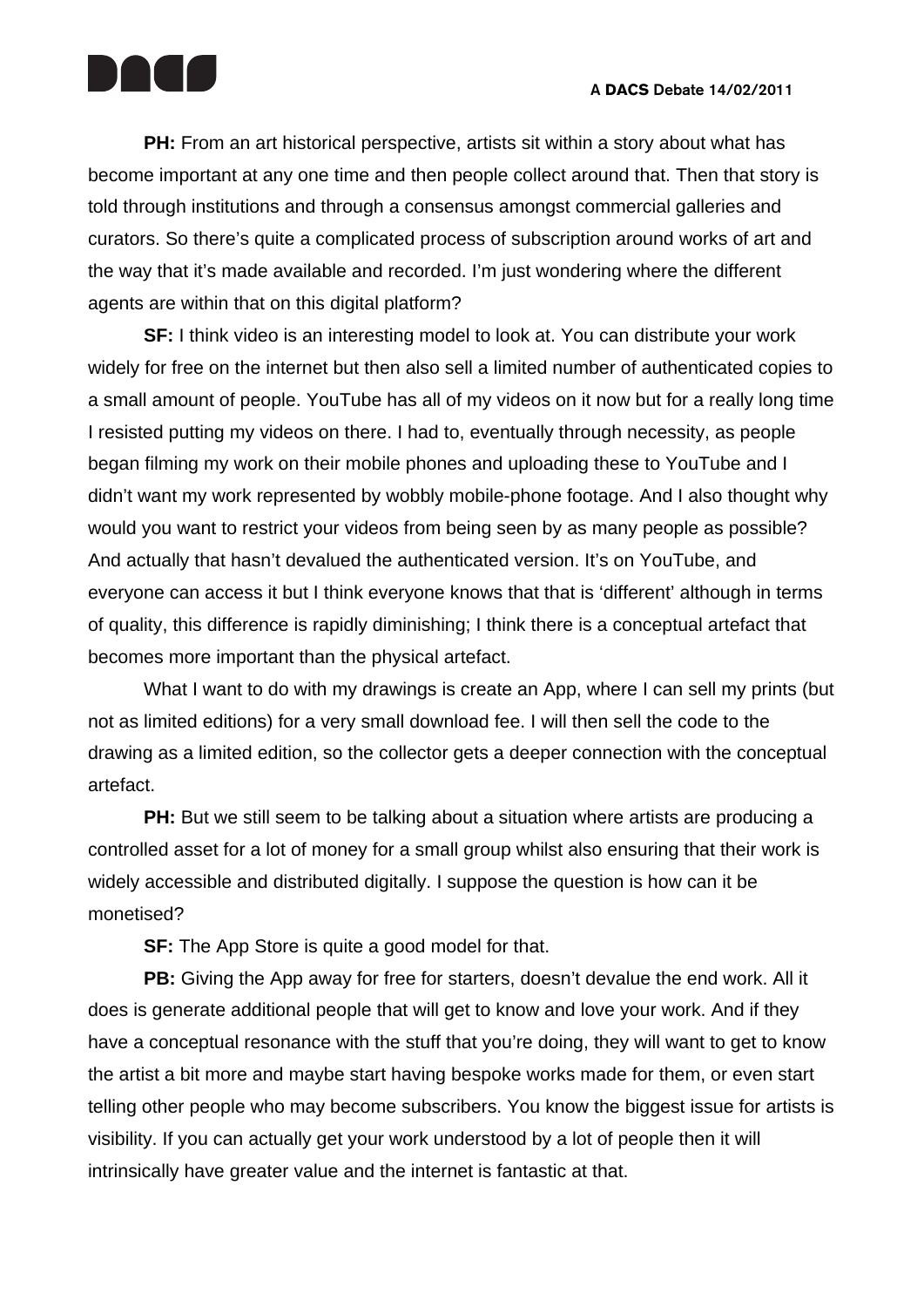**PH:** From an art historical perspective, artists sit within a story about what has become important at any one time and then people collect around that. Then that story is told through institutions and through a consensus amongst commercial galleries and curators. So there's quite a complicated process of subscription around works of art and the way that it's made available and recorded. I'm just wondering where the different agents are within that on this digital platform?

**SF:** I think video is an interesting model to look at. You can distribute your work widely for free on the internet but then also sell a limited number of authenticated copies to a small amount of people. YouTube has all of my videos on it now but for a really long time I resisted putting my videos on there. I had to, eventually through necessity, as people began filming my work on their mobile phones and uploading these to YouTube and I didn't want my work represented by wobbly mobile-phone footage. And I also thought why would you want to restrict your videos from being seen by as many people as possible? And actually that hasn't devalued the authenticated version. It's on YouTube, and everyone can access it but I think everyone knows that that is 'different' although in terms of quality, this difference is rapidly diminishing; I think there is a conceptual artefact that becomes more important than the physical artefact.

What I want to do with my drawings is create an App, where I can sell my prints (but not as limited editions) for a very small download fee. I will then sell the code to the drawing as a limited edition, so the collector gets a deeper connection with the conceptual artefact.

**PH:** But we still seem to be talking about a situation where artists are producing a controlled asset for a lot of money for a small group whilst also ensuring that their work is widely accessible and distributed digitally. I suppose the question is how can it be monetised?

**SF:** The App Store is quite a good model for that.

**PB:** Giving the App away for free for starters, doesn't devalue the end work. All it does is generate additional people that will get to know and love your work. And if they have a conceptual resonance with the stuff that you're doing, they will want to get to know the artist a bit more and maybe start having bespoke works made for them, or even start telling other people who may become subscribers. You know the biggest issue for artists is visibility. If you can actually get your work understood by a lot of people then it will intrinsically have greater value and the internet is fantastic at that.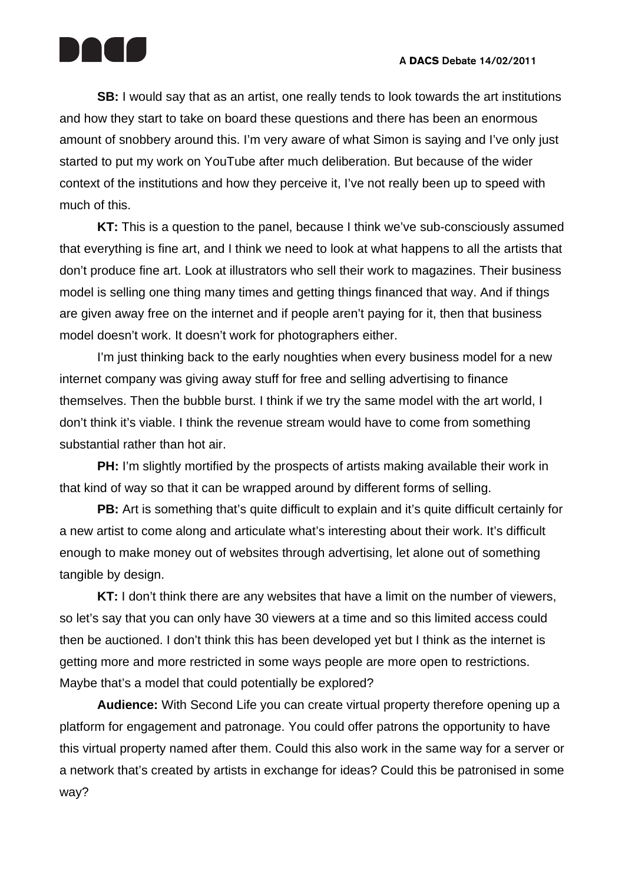**SB:** I would say that as an artist, one really tends to look towards the art institutions and how they start to take on board these questions and there has been an enormous amount of snobbery around this. I'm very aware of what Simon is saying and I've only just started to put my work on YouTube after much deliberation. But because of the wider context of the institutions and how they perceive it, I've not really been up to speed with much of this.

**KT:** This is a question to the panel, because I think we've sub-consciously assumed that everything is fine art, and I think we need to look at what happens to all the artists that don't produce fine art. Look at illustrators who sell their work to magazines. Their business model is selling one thing many times and getting things financed that way. And if things are given away free on the internet and if people aren't paying for it, then that business model doesn't work. It doesn't work for photographers either.

I'm just thinking back to the early noughties when every business model for a new internet company was giving away stuff for free and selling advertising to finance themselves. Then the bubble burst. I think if we try the same model with the art world, I don't think it's viable. I think the revenue stream would have to come from something substantial rather than hot air.

**PH:** I'm slightly mortified by the prospects of artists making available their work in that kind of way so that it can be wrapped around by different forms of selling.

**PB:** Art is something that's quite difficult to explain and it's quite difficult certainly for a new artist to come along and articulate what's interesting about their work. It's difficult enough to make money out of websites through advertising, let alone out of something tangible by design.

**KT:** I don't think there are any websites that have a limit on the number of viewers, so let's say that you can only have 30 viewers at a time and so this limited access could then be auctioned. I don't think this has been developed yet but I think as the internet is getting more and more restricted in some ways people are more open to restrictions. Maybe that's a model that could potentially be explored?

**Audience:** With Second Life you can create virtual property therefore opening up a platform for engagement and patronage. You could offer patrons the opportunity to have this virtual property named after them. Could this also work in the same way for a server or a network that's created by artists in exchange for ideas? Could this be patronised in some way?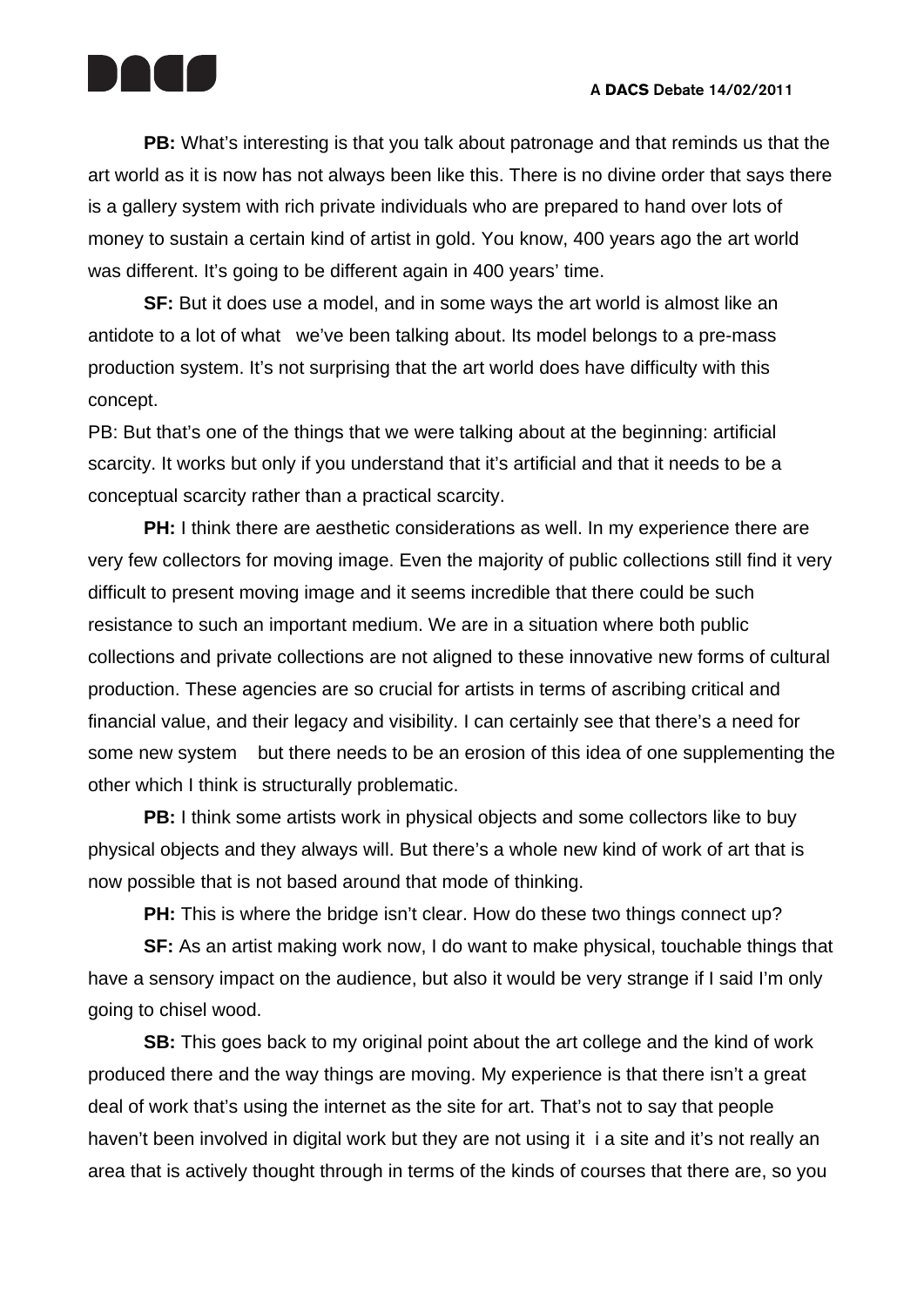**PB:** What's interesting is that you talk about patronage and that reminds us that the art world as it is now has not always been like this. There is no divine order that says there is a gallery system with rich private individuals who are prepared to hand over lots of money to sustain a certain kind of artist in gold. You know, 400 years ago the art world was different. It's going to be different again in 400 years' time.

**SF:** But it does use a model, and in some ways the art world is almost like an antidote to a lot of what we've been talking about. Its model belongs to a pre-mass production system. It's not surprising that the art world does have difficulty with this concept.

PB: But that's one of the things that we were talking about at the beginning: artificial scarcity. It works but only if you understand that it's artificial and that it needs to be a conceptual scarcity rather than a practical scarcity.

**PH:** I think there are aesthetic considerations as well. In my experience there are very few collectors for moving image. Even the majority of public collections still find it very difficult to present moving image and it seems incredible that there could be such resistance to such an important medium. We are in a situation where both public collections and private collections are not aligned to these innovative new forms of cultural production. These agencies are so crucial for artists in terms of ascribing critical and financial value, and their legacy and visibility. I can certainly see that there's a need for some new system but there needs to be an erosion of this idea of one supplementing the other which I think is structurally problematic.

**PB:** I think some artists work in physical objects and some collectors like to buy physical objects and they always will. But there's a whole new kind of work of art that is now possible that is not based around that mode of thinking.

**PH:** This is where the bridge isn't clear. How do these two things connect up?

**SF:** As an artist making work now, I do want to make physical, touchable things that have a sensory impact on the audience, but also it would be very strange if I said I'm only going to chisel wood.

**SB:** This goes back to my original point about the art college and the kind of work produced there and the way things are moving. My experience is that there isn't a great deal of work that's using the internet as the site for art. That's not to say that people haven't been involved in digital work but they are not using it i a site and it's not really an area that is actively thought through in terms of the kinds of courses that there are, so you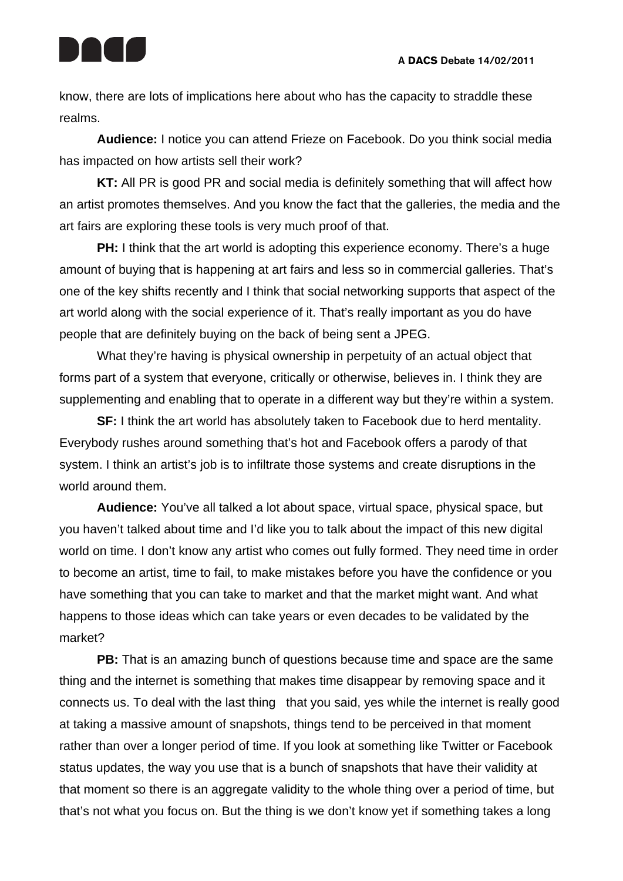know, there are lots of implications here about who has the capacity to straddle these realms.

**Audience:** I notice you can attend Frieze on Facebook. Do you think social media has impacted on how artists sell their work?

**KT:** All PR is good PR and social media is definitely something that will affect how an artist promotes themselves. And you know the fact that the galleries, the media and the art fairs are exploring these tools is very much proof of that.

**PH:** I think that the art world is adopting this experience economy. There's a huge amount of buying that is happening at art fairs and less so in commercial galleries. That's one of the key shifts recently and I think that social networking supports that aspect of the art world along with the social experience of it. That's really important as you do have people that are definitely buying on the back of being sent a JPEG.

What they're having is physical ownership in perpetuity of an actual object that forms part of a system that everyone, critically or otherwise, believes in. I think they are supplementing and enabling that to operate in a different way but they're within a system.

**SF:** I think the art world has absolutely taken to Facebook due to herd mentality. Everybody rushes around something that's hot and Facebook offers a parody of that system. I think an artist's job is to infiltrate those systems and create disruptions in the world around them.

**Audience:** You've all talked a lot about space, virtual space, physical space, but you haven't talked about time and I'd like you to talk about the impact of this new digital world on time. I don't know any artist who comes out fully formed. They need time in order to become an artist, time to fail, to make mistakes before you have the confidence or you have something that you can take to market and that the market might want. And what happens to those ideas which can take years or even decades to be validated by the market?

**PB:** That is an amazing bunch of questions because time and space are the same thing and the internet is something that makes time disappear by removing space and it connects us. To deal with the last thing that you said, yes while the internet is really good at taking a massive amount of snapshots, things tend to be perceived in that moment rather than over a longer period of time. If you look at something like Twitter or Facebook status updates, the way you use that is a bunch of snapshots that have their validity at that moment so there is an aggregate validity to the whole thing over a period of time, but that's not what you focus on. But the thing is we don't know yet if something takes a long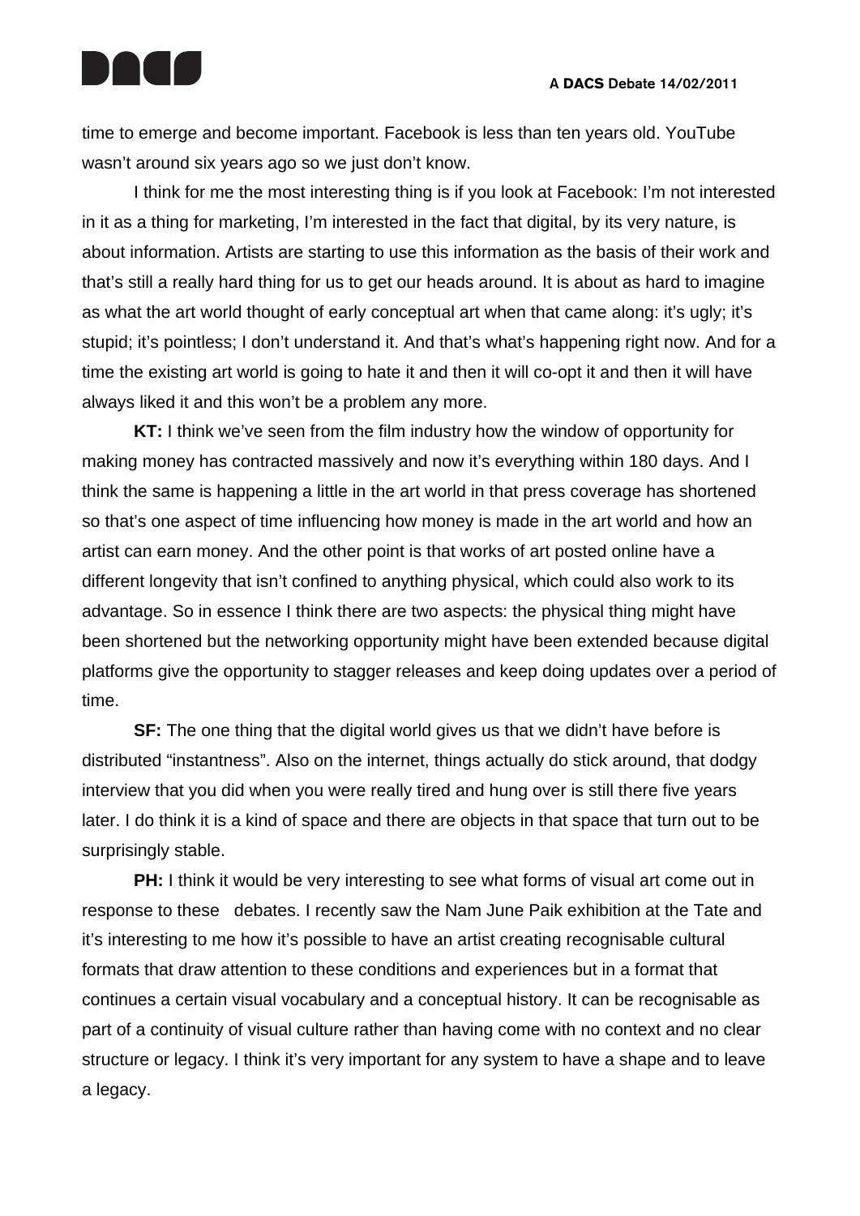time to emerge and become important. Facebook is less than ten years old. YouTube wasn't around six years ago so we just don't know.

I think for me the most interesting thing is if you look at Facebook: I'm not interested in it as a thing for marketing, I'm interested in the fact that digital, by its very nature, is about information. Artists are starting to use this information as the basis of their work and that's still a really hard thing for us to get our heads around. It is about as hard to imagine as what the art world thought of early conceptual art when that came along: it's ugly; it's stupid; it's pointless; I don't understand it. And that's what's happening right now. And for a time the existing art world is going to hate it and then it will co-opt it and then it will have always liked it and this won't be a problem any more.

**KT:** I think we've seen from the film industry how the window of opportunity for making money has contracted massively and now it's everything within 180 days. And I think the same is happening a little in the art world in that press coverage has shortened so that's one aspect of time influencing how money is made in the art world and how an artist can earn money. And the other point is that works of art posted online have a different longevity that isn't confined to anything physical, which could also work to its advantage. So in essence I think there are two aspects: the physical thing might have been shortened but the networking opportunity might have been extended because digital platforms give the opportunity to stagger releases and keep doing updates over a period of time.

**SF:** The one thing that the digital world gives us that we didn't have before is distributed "instantness". Also on the internet, things actually do stick around, that dodgy interview that you did when you were really tired and hung over is still there five years later. I do think it is a kind of space and there are objects in that space that turn out to be surprisingly stable.

**PH:** I think it would be very interesting to see what forms of visual art come out in response to these debates. I recently saw the Nam June Paik exhibition at the Tate and it's interesting to me how it's possible to have an artist creating recognisable cultural formats that draw attention to these conditions and experiences but in a format that continues a certain visual vocabulary and a conceptual history. It can be recognisable as part of a continuity of visual culture rather than having come with no context and no clear structure or legacy. I think it's very important for any system to have a shape and to leave a legacy.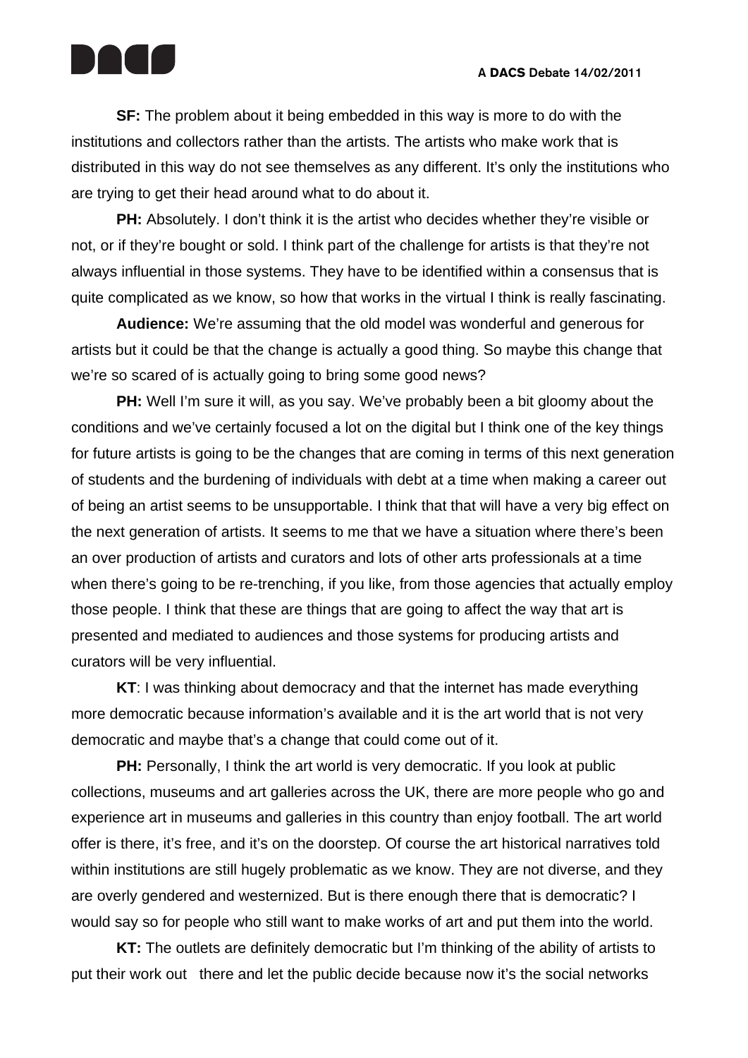**SF:** The problem about it being embedded in this way is more to do with the institutions and collectors rather than the artists. The artists who make work that is distributed in this way do not see themselves as any different. It's only the institutions who are trying to get their head around what to do about it.

**PH:** Absolutely. I don't think it is the artist who decides whether they're visible or not, or if they're bought or sold. I think part of the challenge for artists is that they're not always influential in those systems. They have to be identified within a consensus that is quite complicated as we know, so how that works in the virtual I think is really fascinating.

**Audience:** We're assuming that the old model was wonderful and generous for artists but it could be that the change is actually a good thing. So maybe this change that we're so scared of is actually going to bring some good news?

**PH:** Well I'm sure it will, as you say. We've probably been a bit gloomy about the conditions and we've certainly focused a lot on the digital but I think one of the key things for future artists is going to be the changes that are coming in terms of this next generation of students and the burdening of individuals with debt at a time when making a career out of being an artist seems to be unsupportable. I think that that will have a very big effect on the next generation of artists. It seems to me that we have a situation where there's been an over production of artists and curators and lots of other arts professionals at a time when there's going to be re-trenching, if you like, from those agencies that actually employ those people. I think that these are things that are going to affect the way that art is presented and mediated to audiences and those systems for producing artists and curators will be very influential.

**KT**: I was thinking about democracy and that the internet has made everything more democratic because information's available and it is the art world that is not very democratic and maybe that's a change that could come out of it.

**PH:** Personally, I think the art world is very democratic. If you look at public collections, museums and art galleries across the UK, there are more people who go and experience art in museums and galleries in this country than enjoy football. The art world offer is there, it's free, and it's on the doorstep. Of course the art historical narratives told within institutions are still hugely problematic as we know. They are not diverse, and they are overly gendered and westernized. But is there enough there that is democratic? I would say so for people who still want to make works of art and put them into the world.

**KT:** The outlets are definitely democratic but I'm thinking of the ability of artists to put their work out there and let the public decide because now it's the social networks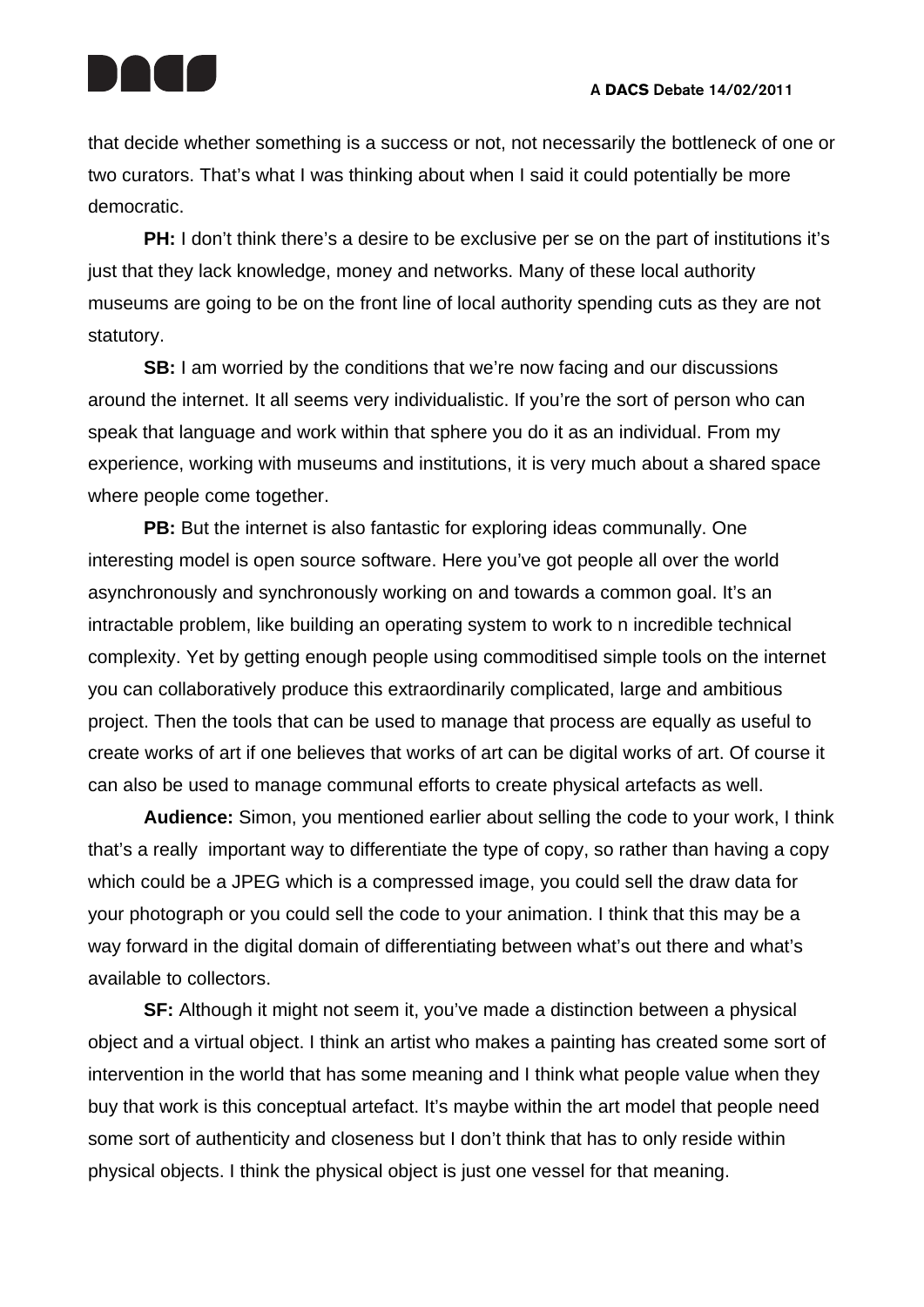that decide whether something is a success or not, not necessarily the bottleneck of one or two curators. That's what I was thinking about when I said it could potentially be more democratic.

**PH:** I don't think there's a desire to be exclusive per se on the part of institutions it's just that they lack knowledge, money and networks. Many of these local authority museums are going to be on the front line of local authority spending cuts as they are not statutory.

**SB:** I am worried by the conditions that we're now facing and our discussions around the internet. It all seems very individualistic. If you're the sort of person who can speak that language and work within that sphere you do it as an individual. From my experience, working with museums and institutions, it is very much about a shared space where people come together.

**PB:** But the internet is also fantastic for exploring ideas communally. One interesting model is open source software. Here you've got people all over the world asynchronously and synchronously working on and towards a common goal. It's an intractable problem, like building an operating system to work to n incredible technical complexity. Yet by getting enough people using commoditised simple tools on the internet you can collaboratively produce this extraordinarily complicated, large and ambitious project. Then the tools that can be used to manage that process are equally as useful to create works of art if one believes that works of art can be digital works of art. Of course it can also be used to manage communal efforts to create physical artefacts as well.

**Audience:** Simon, you mentioned earlier about selling the code to your work, I think that's a really important way to differentiate the type of copy, so rather than having a copy which could be a JPEG which is a compressed image, you could sell the draw data for your photograph or you could sell the code to your animation. I think that this may be a way forward in the digital domain of differentiating between what's out there and what's available to collectors.

**SF:** Although it might not seem it, you've made a distinction between a physical object and a virtual object. I think an artist who makes a painting has created some sort of intervention in the world that has some meaning and I think what people value when they buy that work is this conceptual artefact. It's maybe within the art model that people need some sort of authenticity and closeness but I don't think that has to only reside within physical objects. I think the physical object is just one vessel for that meaning.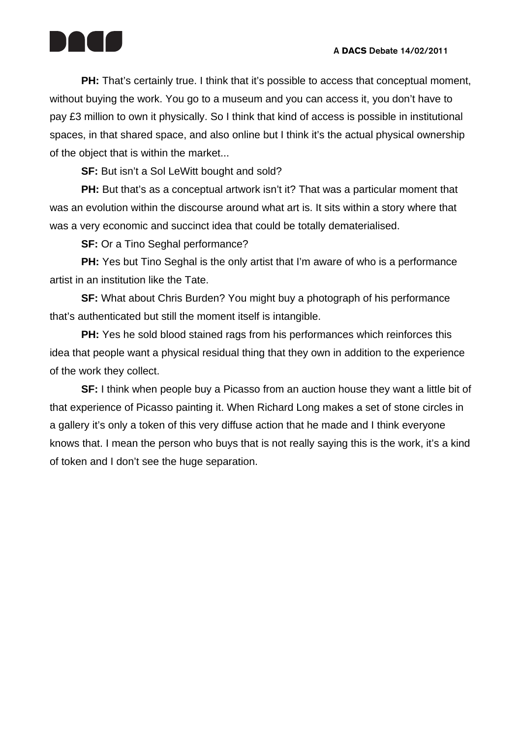**PH:** That's certainly true. I think that it's possible to access that conceptual moment, without buying the work. You go to a museum and you can access it, you don't have to pay £3 million to own it physically. So I think that kind of access is possible in institutional spaces, in that shared space, and also online but I think it's the actual physical ownership of the object that is within the market...

**SF:** But isn't a Sol LeWitt bought and sold?

**PH:** But that's as a conceptual artwork isn't it? That was a particular moment that was an evolution within the discourse around what art is. It sits within a story where that was a very economic and succinct idea that could be totally dematerialised.

**SF:** Or a Tino Seghal performance?

**PH:** Yes but Tino Seghal is the only artist that I'm aware of who is a performance artist in an institution like the Tate.

**SF:** What about Chris Burden? You might buy a photograph of his performance that's authenticated but still the moment itself is intangible.

**PH:** Yes he sold blood stained rags from his performances which reinforces this idea that people want a physical residual thing that they own in addition to the experience of the work they collect.

**SF:** I think when people buy a Picasso from an auction house they want a little bit of that experience of Picasso painting it. When Richard Long makes a set of stone circles in a gallery it's only a token of this very diffuse action that he made and I think everyone knows that. I mean the person who buys that is not really saying this is the work, it's a kind of token and I don't see the huge separation.